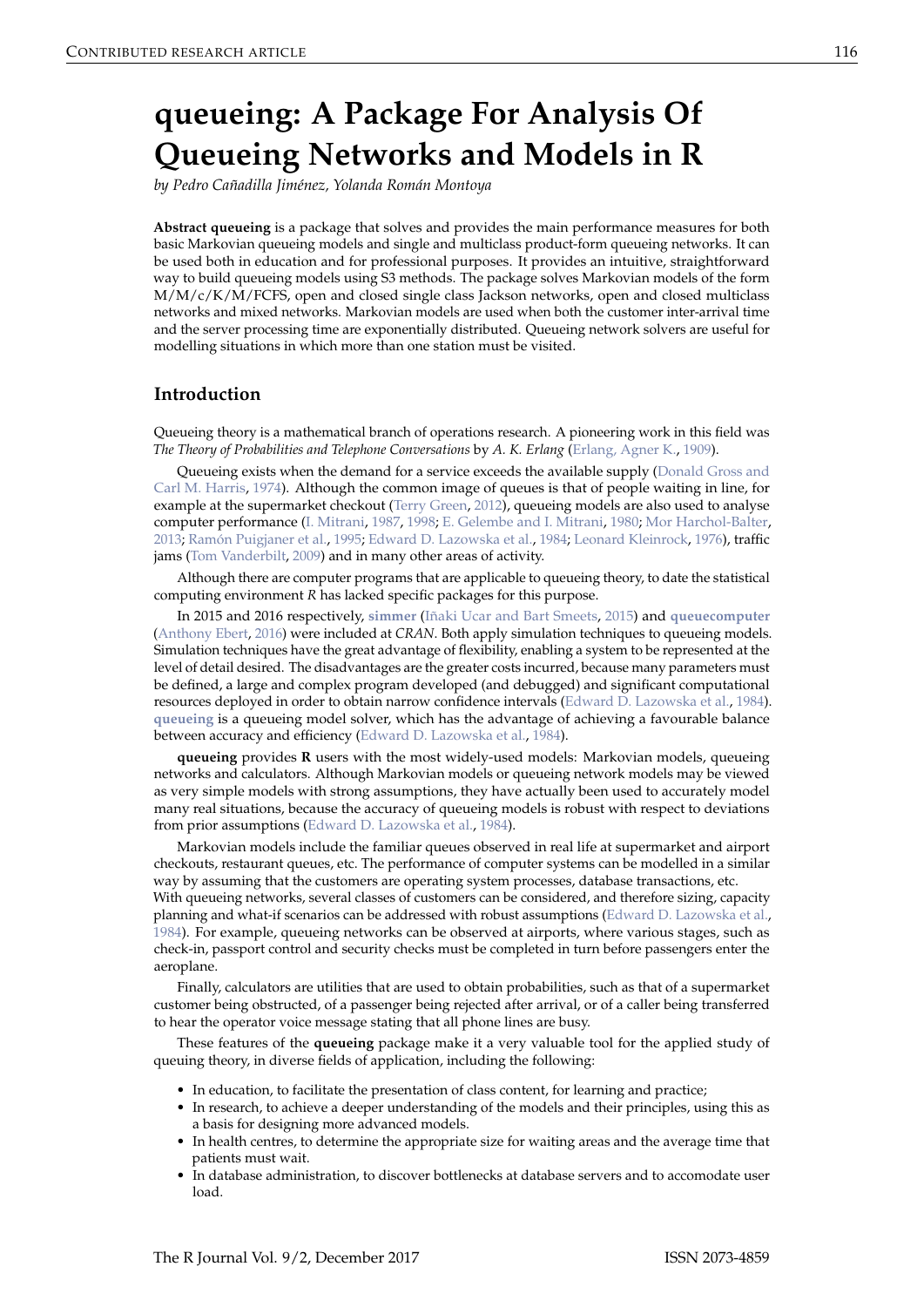# queueing: A Package For Analysis Of Queueing Networks and Models in R

*by Pedro Cañadilla Jiménez, Yolanda Román Montoya*

**Abstract** **queueing** is a package that solves and provides the main performance measures for both basic Markovian queueing models and single and multiclass product-form queueing networks. It can be used both in education and for professional purposes. It provides an intuitive, straightforward way to build queueing models using S3 methods. The package solves Markovian models of the form M/M/c/K/M/FCFS, open and closed single class Jackson networks, open and closed multiclass networks and mixed networks. Markovian models are used when both the customer inter-arrival time and the server processing time are exponentially distributed. Queueing network solvers are useful for modelling situations in which more than one station must be visited.

## Introduction

Queueing theory is a mathematical branch of operations research. A pioneering work in this field was *The Theory of Probabilities and Telephone Conversations* by *A. K. Erlang* (Erlang, Agner K., 1909).

Queueing exists when the demand for a service exceeds the available supply (Donald Gross and Carl M. Harris, 1974). Although the common image of queues is that of people waiting in line, for example at the supermarket checkout (Terry Green, 2012), queueing models are also used to analyse computer performance (I. Mitrani, 1987, 1998; E. Gelembe and I. Mitrani, 1980; Mor Harchol-Balter, 2013; Ramón Puigjaner et al., 1995; Edward D. Lazowska et al., 1984; Leonard Kleinrock, 1976), traffic jams (Tom Vanderbilt, 2009) and in many other areas of activity.

Although there are computer programs that are applicable to queueing theory, to date the statistical computing environment *R* has lacked specific packages for this purpose.

In 2015 and 2016 respectively, **simmer** (Iñaki Ucar and Bart Smeets, 2015) and **queuecomputer** (Anthony Ebert, 2016) were included at *CRAN*. Both apply simulation techniques to queueing models. Simulation techniques have the great advantage of flexibility, enabling a system to be represented at the level of detail desired. The disadvantages are the greater costs incurred, because many parameters must be defined, a large and complex program developed (and debugged) and significant computational resources deployed in order to obtain narrow confidence intervals (Edward D. Lazowska et al., 1984). **queueing** is a queueing model solver, which has the advantage of achieving a favourable balance between accuracy and efficiency (Edward D. Lazowska et al., 1984).

**queueing** provides **R** users with the most widely-used models: Markovian models, queueing networks and calculators. Although Markovian models or queueing network models may be viewed as very simple models with strong assumptions, they have actually been used to accurately model many real situations, because the accuracy of queueing models is robust with respect to deviations from prior assumptions (Edward D. Lazowska et al., 1984).

Markovian models include the familiar queues observed in real life at supermarket and airport checkouts, restaurant queues, etc. The performance of computer systems can be modelled in a similar way by assuming that the customers are operating system processes, database transactions, etc. With queueing networks, several classes of customers can be considered, and therefore sizing, capacity planning and what-if scenarios can be addressed with robust assumptions (Edward D. Lazowska et al., 1984). For example, queueing networks can be observed at airports, where various stages, such as check-in, passport control and security checks must be completed in turn before passengers enter the aeroplane.

Finally, calculators are utilities that are used to obtain probabilities, such as that of a supermarket customer being obstructed, of a passenger being rejected after arrival, or of a caller being transferred to hear the operator voice message stating that all phone lines are busy.

These features of the **queueing** package make it a very valuable tool for the applied study of queuing theory, in diverse fields of application, including the following:

- In education, to facilitate the presentation of class content, for learning and practice;
- In research, to achieve a deeper understanding of the models and their principles, using this as a basis for designing more advanced models.
- In health centres, to determine the appropriate size for waiting areas and the average time that patients must wait.
- In database administration, to discover bottlenecks at database servers and to accomodate user load.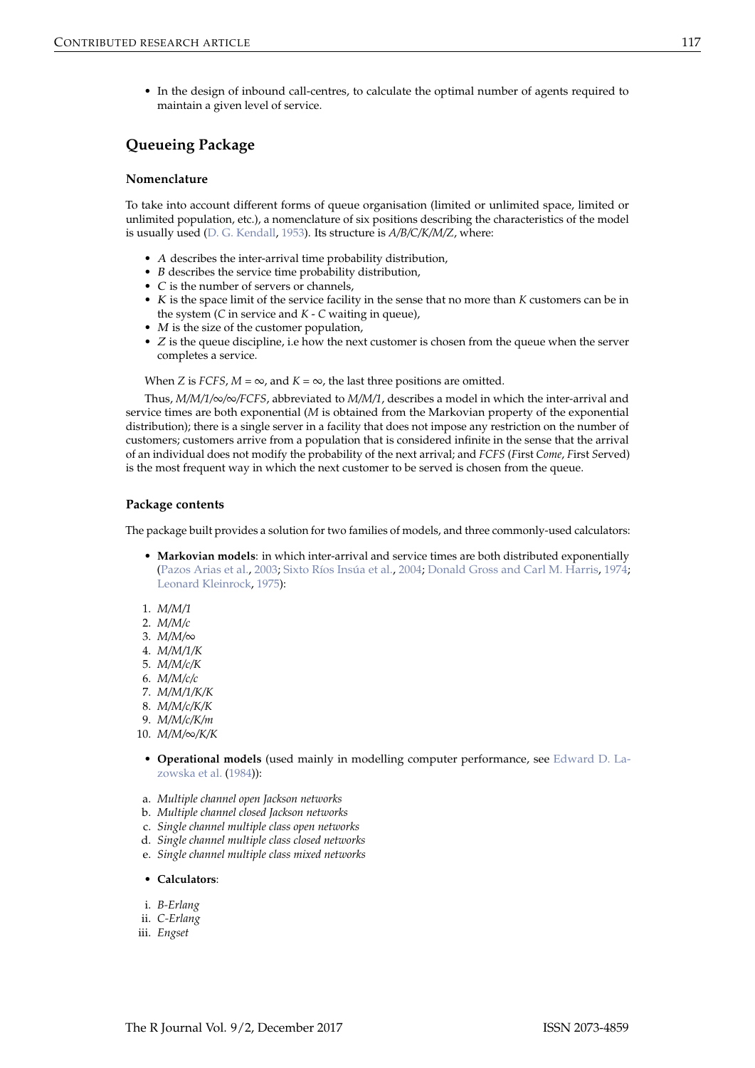- In the design of inbound call-centres, to calculate the optimal number of agents required to maintain a given level of service.

## Queueing Package

### Nomenclature

To take into account different forms of queue organisation (limited or unlimited space, limited or unlimited population, etc.), a nomenclature of six positions describing the characteristics of the model is usually used (D. G. Kendall, 1953). Its structure is *A/B/C/K/M/Z*, where:

- *A* describes the inter-arrival time probability distribution,
- *B* describes the service time probability distribution,
- *C* is the number of servers or channels,
- *K* is the space limit of the service facility in the sense that no more than *K* customers can be in the system (*C* in service and *K* - *C* waiting in queue),
- *M* is the size of the customer population,
- *Z* is the queue discipline, i.e how the next customer is chosen from the queue when the server completes a service.

When *Z* is *FCFS*, $M = \infty$, and $K = \infty$, the last three positions are omitted.

Thus, *M/M/1/∞/∞/FCFS*, abbreviated to *M/M/1*, describes a model in which the inter-arrival and service times are both exponential (*M* is obtained from the Markovian property of the exponential distribution); there is a single server in a facility that does not impose any restriction on the number of customers; customers arrive from a population that is considered infinite in the sense that the arrival of an individual does not modify the probability of the next arrival; and *FCFS* (*F*irst *Come*, *F*irst *S*erved) is the most frequent way in which the next customer to be served is chosen from the queue.

### Package contents

The package built provides a solution for two families of models, and three commonly-used calculators:

- **Markovian models**: in which inter-arrival and service times are both distributed exponentially (Pazos Arias et al., 2003; Sixto Ríos Insúa et al., 2004; Donald Gross and Carl M. Harris, 1974; Leonard Kleinrock, 1975):

1. *M/M/1*
2. *M/M/c*
3. *M/M/∞*
4. *M/M/1/K*
5. *M/M/c/K*
6. *M/M/c/c*
7. *M/M/1/K/K*
8. *M/M/c/K/K*
9. *M/M/c/K/m*
10. *M/M/∞/K/K*

- **Operational models** (used mainly in modelling computer performance, see Edward D. Lazowska et al. (1984)):

a. *Multiple channel open Jackson networks*
b. *Multiple channel closed Jackson networks*
c. *Single channel multiple class open networks*
d. *Single channel multiple class closed networks*
e. *Single channel multiple class mixed networks*

- **Calculators**:

i. *B-Erlang*
ii. *C-Erlang*
iii. *Engset*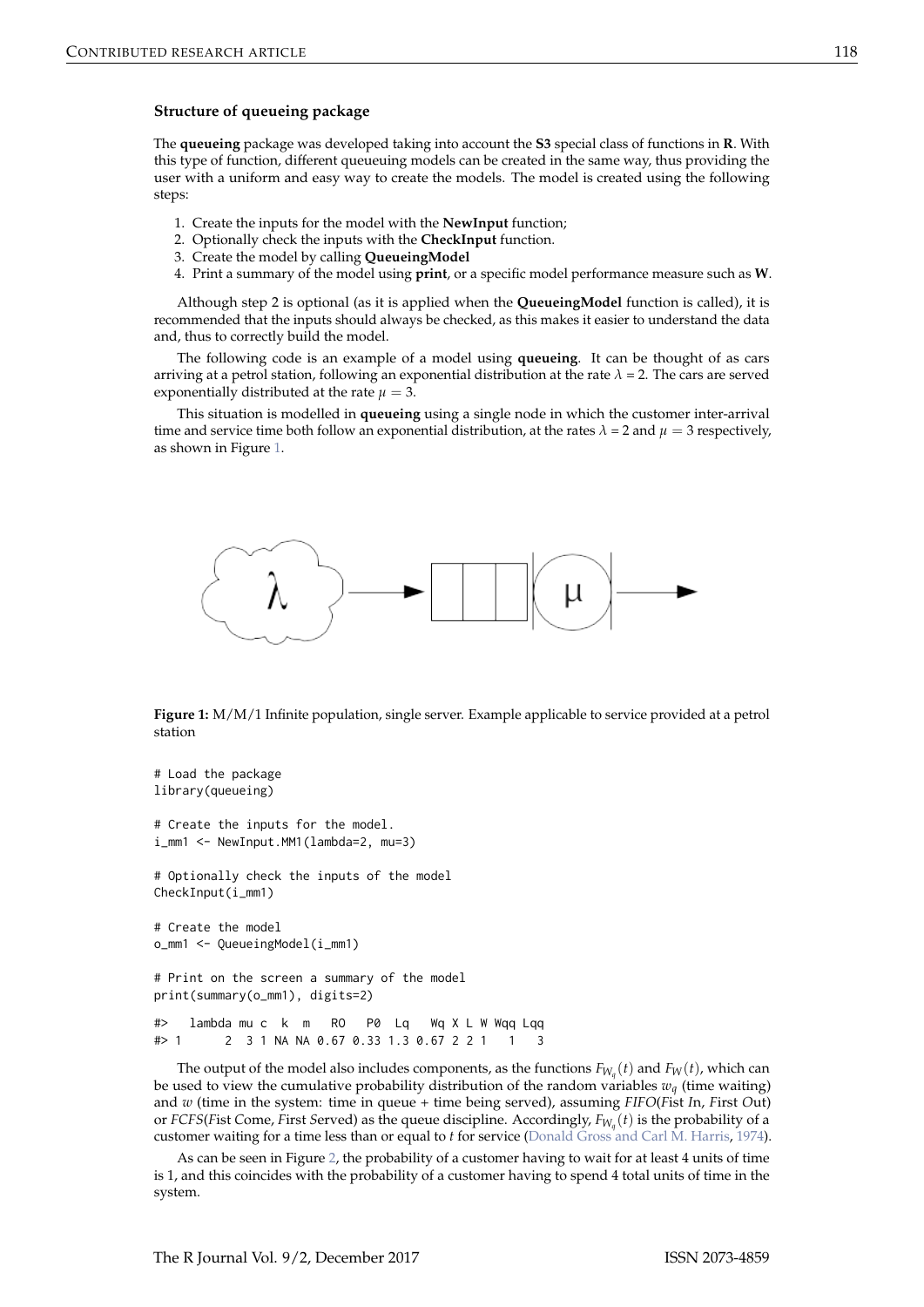### Structure of queueing package

The **queueing** package was developed taking into account the **S3** special class of functions in **R**. With this type of function, different queueuing models can be created in the same way, thus providing the user with a uniform and easy way to create the models. The model is created using the following steps:

1. Create the inputs for the model with the **NewInput** function;
2. Optionally check the inputs with the **CheckInput** function.
3. Create the model by calling **QueueingModel**
4. Print a summary of the model using **print**, or a specific model performance measure such as **W**.

Although step 2 is optional (as it is applied when the **QueueingModel** function is called), it is recommended that the inputs should always be checked, as this makes it easier to understand the data and, thus to correctly build the model.

The following code is an example of a model using **queueing**. It can be thought of as cars arriving at a petrol station, following an exponential distribution at the rate $\lambda = 2$. The cars are served exponentially distributed at the rate $\mu = 3$.

This situation is modelled in **queueing** using a single node in which the customer inter-arrival time and service time both follow an exponential distribution, at the rates $\lambda = 2$ and $\mu = 3$ respectively, as shown in Figure 1.

**Figure 1:** M/M/1 Infinite population, single server. Example applicable to service provided at a petrol station

```
# Load the package
library(queueing)

# Create the inputs for the model.
i_mm1 <- NewInput.MM1(lambda=2, mu=3)

# Optionally check the inputs of the model
CheckInput(i_mm1)

# Create the model
o_mm1 <- QueueingModel(i_mm1)

# Print on the screen a summary of the model
print(summary(o_mm1), digits=2)

#>   lambda mu c  k  m   RO   P0  Lq   Wq X L W Wqq Lqq
#> 1      2  3 1 NA NA 0.67 0.33 1.3 0.67 2 2 1   1   3
```

The output of the model also includes components, as the functions $F_{W_q}(t)$ and $F_W(t)$, which can be used to view the cumulative probability distribution of the random variables $w_q$ (time waiting) and $w$ (time in the system: time in queue + time being served), assuming *FIFO*(*F*ist *I*n, *F*irst *O*ut) or *FCFS*(*F*ist *C*ome, *F*irst *S*erved) as the queue discipline. Accordingly, $F_{W_q}(t)$ is the probability of a customer waiting for a time less than or equal to $t$ for service (Donald Gross and Carl M. Harris, 1974).

As can be seen in Figure 2, the probability of a customer having to wait for at least 4 units of time is 1, and this coincides with the probability of a customer having to spend 4 total units of time in the system.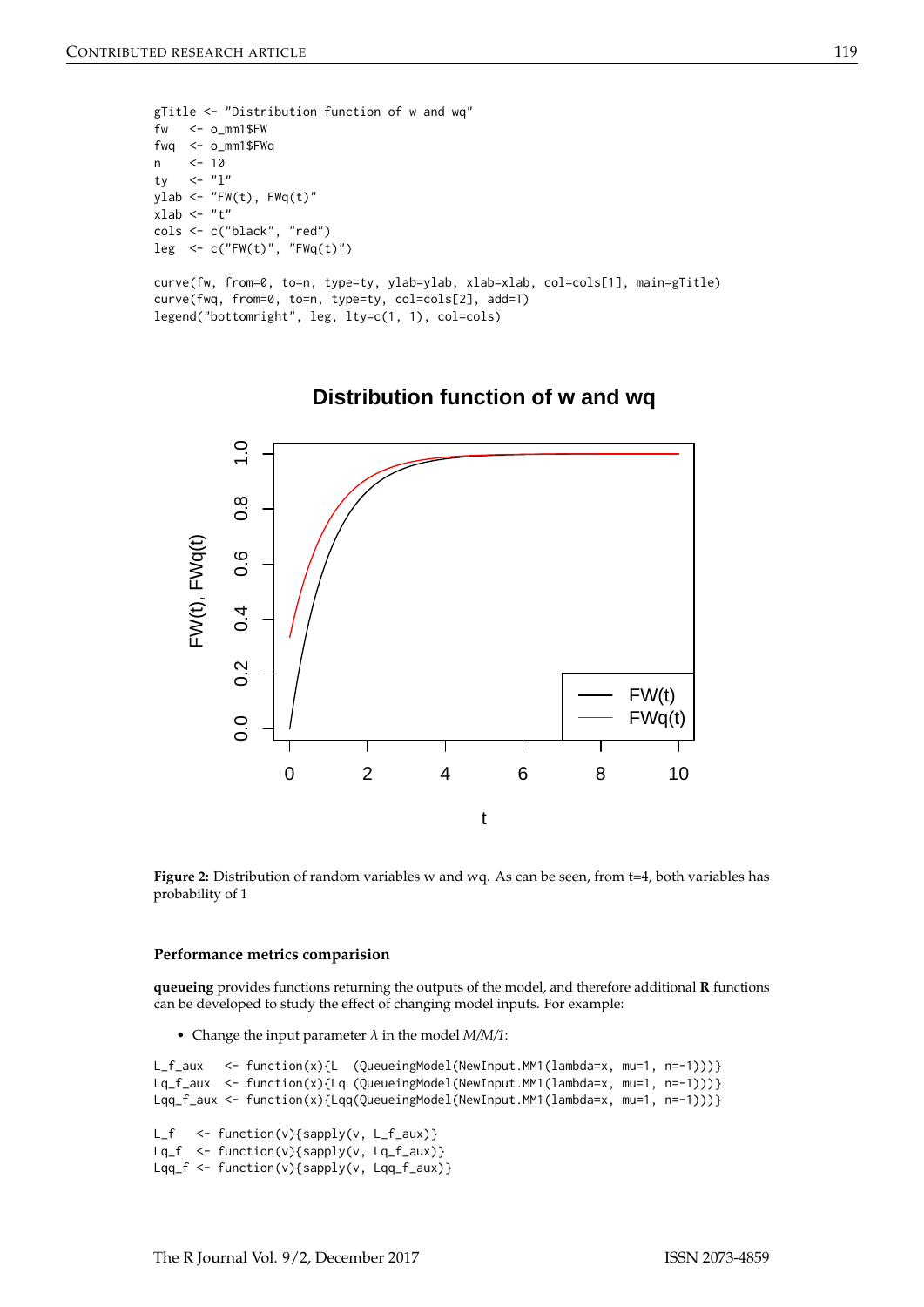```
gTitle <- "Distribution function of w and wq"
fw   <- o_mm1$FW
fwq  <- o_mm1$FWq
n    <- 10
ty   <- "l"
ylab <- "FW(t), FWq(t)"
xlab <- "t"
cols <- c("black", "red")
leg  <- c("FW(t)", "FWq(t)")

curve(fw, from=0, to=n, type=ty, ylab=ylab, xlab=xlab, col=cols[1], main=gTitle)
curve(fwq, from=0, to=n, type=ty, col=cols[2], add=T)
legend("bottomright", leg, lty=c(1, 1), col=cols)
```

**Figure 2:** Distribution of random variables w and wq. As can be seen, from t=4, both variables has probability of 1

#### Performance metrics comparision

**queueing** provides functions returning the outputs of the model, and therefore additional **R** functions can be developed to study the effect of changing model inputs. For example:

- Change the input parameter $\lambda$ in the model *M/M/1*:

```
L_f_aux   <- function(x){L  (QueueingModel(NewInput.MM1(lambda=x, mu=1, n=-1)))}
Lq_f_aux  <- function(x){Lq (QueueingModel(NewInput.MM1(lambda=x, mu=1, n=-1)))}
Lqq_f_aux <- function(x){Lqq(QueueingModel(NewInput.MM1(lambda=x, mu=1, n=-1)))}

L_f   <- function(v){sapply(v, L_f_aux)}
Lq_f  <- function(v){sapply(v, Lq_f_aux)}
Lqq_f <- function(v){sapply(v, Lqq_f_aux)}
```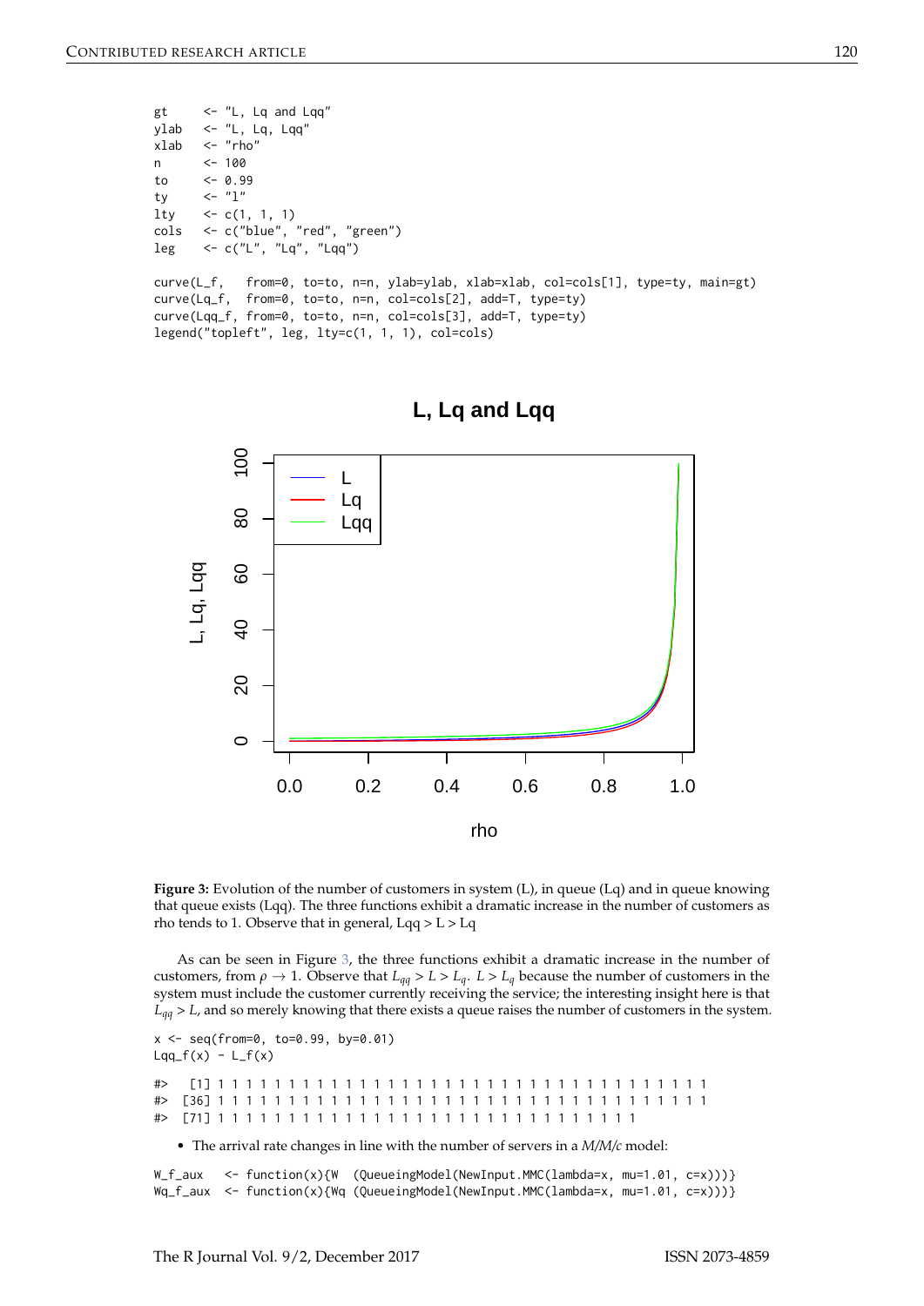```
gt     <- "L, Lq and Lqq"
ylab   <- "L, Lq, Lqq"
xlab   <- "rho"
n      <- 100
to     <- 0.99
ty     <- "l"
lty    <- c(1, 1, 1)
cols   <- c("blue", "red", "green")
leg    <- c("L", "Lq", "Lqq")

curve(L_f,   from=0, to=to, n=n, ylab=ylab, xlab=xlab, col=cols[1], type=ty, main=gt)
curve(Lq_f,  from=0, to=to, n=n, col=cols[2], add=T, type=ty)
curve(Lqq_f, from=0, to=to, n=n, col=cols[3], add=T, type=ty)
legend("topleft", leg, lty=c(1, 1, 1), col=cols)
```

**Figure 3:** Evolution of the number of customers in system (L), in queue (Lq) and in queue knowing that queue exists (Lqq). The three functions exhibit a dramatic increase in the number of customers as rho tends to 1. Observe that in general, Lqq > L > Lq

As can be seen in Figure 3, the three functions exhibit a dramatic increase in the number of customers, from $\rho \to 1$. Observe that $L_{qq} > L > L_q$. $L > L_q$ because the number of customers in the system must include the customer currently receiving the service; the interesting insight here is that $L_{qq} > L$, and so merely knowing that there exists a queue raises the number of customers in the system.

```
x <- seq(from=0, to=0.99, by=0.01)
Lqq_f(x) - L_f(x)

#>  [1] 1 1 1 1 1 1 1 1 1 1 1 1 1 1 1 1 1 1 1 1 1 1 1 1 1 1 1 1 1 1 1 1 1 1 1
#> [36] 1 1 1 1 1 1 1 1 1 1 1 1 1 1 1 1 1 1 1 1 1 1 1 1 1 1 1 1 1 1 1 1 1 1 1
#> [71] 1 1 1 1 1 1 1 1 1 1 1 1 1 1 1 1 1 1 1 1 1 1 1 1 1 1 1 1 1 1
```

- The arrival rate changes in line with the number of servers in a *M/M/c* model:

```
W_f_aux   <- function(x){W  (QueueingModel(NewInput.MMC(lambda=x, mu=1.01, c=x)))}
Wq_f_aux  <- function(x){Wq (QueueingModel(NewInput.MMC(lambda=x, mu=1.01, c=x)))}
```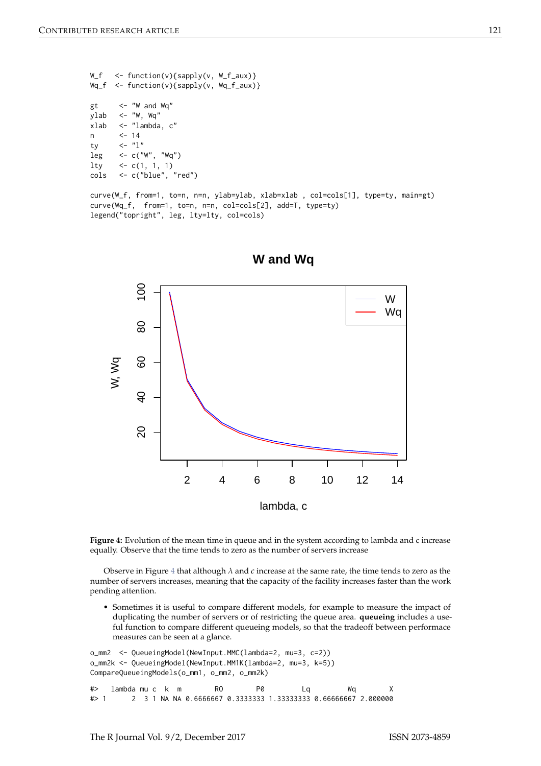```
W_f   <- function(v){sapply(v, W_f_aux)}
Wq_f  <- function(v){sapply(v, Wq_f_aux)}

gt     <- "W and Wq"
ylab   <- "W, Wq"
xlab   <- "lambda, c"
n      <- 14
ty     <- "l"
leg    <- c("W", "Wq")
lty    <- c(1, 1, 1)
cols   <- c("blue", "red")

curve(W_f, from=1, to=n, n=n, ylab=ylab, xlab=xlab , col=cols[1], type=ty, main=gt)
curve(Wq_f,  from=1, to=n, n=n, col=cols[2], add=T, type=ty)
legend("topright", leg, lty=lty, col=cols)
```

**Figure 4:** Evolution of the mean time in queue and in the system according to lambda and c increase equally. Observe that the time tends to zero as the number of servers increase

Observe in Figure 4 that although $\lambda$ and $c$ increase at the same rate, the time tends to zero as the number of servers increases, meaning that the capacity of the facility increases faster than the work pending attention.

- Sometimes it is useful to compare different models, for example to measure the impact of duplicating the number of servers or of restricting the queue area. **queueing** includes a useful function to compare different queueing models, so that the tradeoff between performace measures can be seen at a glance.

```
o_mm2  <- QueueingModel(NewInput.MMC(lambda=2, mu=3, c=2))
o_mm2k <- QueueingModel(NewInput.MM1K(lambda=2, mu=3, k=5))
CompareQueueingModels(o_mm1, o_mm2, o_mm2k)

#>   lambda mu c  k  m        RO        P0         Lq         Wq        X
#> 1      2  3 1 NA NA 0.6666667 0.3333333 1.33333333 0.66666667 2.000000
```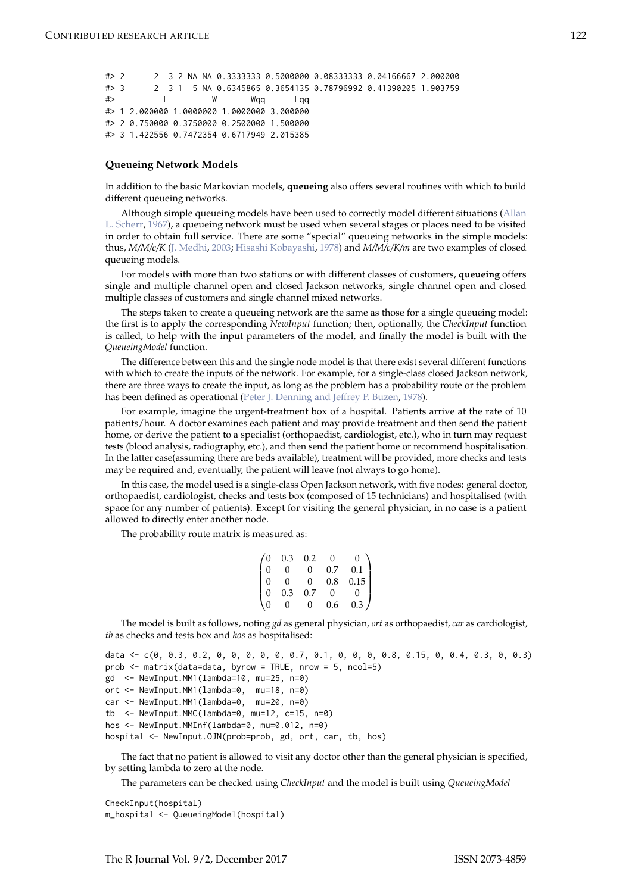```
#> 2      2  3 2 NA NA 0.3333333 0.5000000 0.08333333 0.04166667 2.000000
#> 3      2  3 1  5 NA 0.6345865 0.3654135 0.78796992 0.41390205 1.903759
#>          L         W       Wqq      Lqq
#> 1 2.000000 1.0000000 1.0000000 3.000000
#> 2 0.750000 0.3750000 0.2500000 1.500000
#> 3 1.422556 0.7472354 0.6717949 2.015385
```

### Queueing Network Models

In addition to the basic Markovian models, **queueing** also offers several routines with which to build different queueing networks.

Although simple queueing models have been used to correctly model different situations (Allan L. Scherr, 1967), a queueing network must be used when several stages or places need to be visited in order to obtain full service. There are some "special" queueing networks in the simple models: thus, *M/M/c/K* (J. Medhi, 2003; Hisashi Kobayashi, 1978) and *M/M/c/K/m* are two examples of closed queueing models.

For models with more than two stations or with different classes of customers, **queueing** offers single and multiple channel open and closed Jackson networks, single channel open and closed multiple classes of customers and single channel mixed networks.

The steps taken to create a queueing network are the same as those for a single queueing model: the first is to apply the corresponding *NewInput* function; then, optionally, the *CheckInput* function is called, to help with the input parameters of the model, and finally the model is built with the *QueueingModel* function.

The difference between this and the single node model is that there exist several different functions with which to create the inputs of the network. For example, for a single-class closed Jackson network, there are three ways to create the input, as long as the problem has a probability route or the problem has been defined as operational (Peter J. Denning and Jeffrey P. Buzen, 1978).

For example, imagine the urgent-treatment box of a hospital. Patients arrive at the rate of 10 patients/hour. A doctor examines each patient and may provide treatment and then send the patient home, or derive the patient to a specialist (orthopaedist, cardiologist, etc.), who in turn may request tests (blood analysis, radiography, etc.), and then send the patient home or recommend hospitalisation. In the latter case(assuming there are beds available), treatment will be provided, more checks and tests may be required and, eventually, the patient will leave (not always to go home).

In this case, the model used is a single-class Open Jackson network, with five nodes: general doctor, orthopaedist, cardiologist, checks and tests box (composed of 15 technicians) and hospitalised (with space for any number of patients). Except for visiting the general physician, in no case is a patient allowed to directly enter another node.

The probability route matrix is measured as:

$$
\begin{pmatrix}
0 & 0.3 & 0.2 & 0 & 0 \\
0 & 0 & 0 & 0.7 & 0.1 \\
0 & 0 & 0 & 0.8 & 0.15 \\
0 & 0.3 & 0.7 & 0 & 0 \\
0 & 0 & 0 & 0.6 & 0.3
\end{pmatrix}
$$

The model is built as follows, noting *gd* as general physician, *ort* as orthopaedist, *car* as cardiologist, *tb* as checks and tests box and *hos* as hospitalised:

```
data <- c(0, 0.3, 0.2, 0, 0, 0, 0, 0, 0.7, 0.1, 0, 0, 0, 0.8, 0.15, 0, 0.4, 0.3, 0, 0.3)
prob <- matrix(data=data, byrow = TRUE, nrow = 5, ncol=5)
gd  <- NewInput.MM1(lambda=10, mu=25, n=0)
ort <- NewInput.MM1(lambda=0,  mu=18, n=0)
car <- NewInput.MM1(lambda=0,  mu=20, n=0)
tb  <- NewInput.MMC(lambda=0, mu=12, c=15, n=0)
hos <- NewInput.MMInf(lambda=0, mu=0.012, n=0)
hospital <- NewInput.OJN(prob=prob, gd, ort, car, tb, hos)
```

The fact that no patient is allowed to visit any doctor other than the general physician is specified, by setting lambda to zero at the node.

The parameters can be checked using *CheckInput* and the model is built using *QueueingModel*

```
CheckInput(hospital)
m_hospital <- QueueingModel(hospital)
```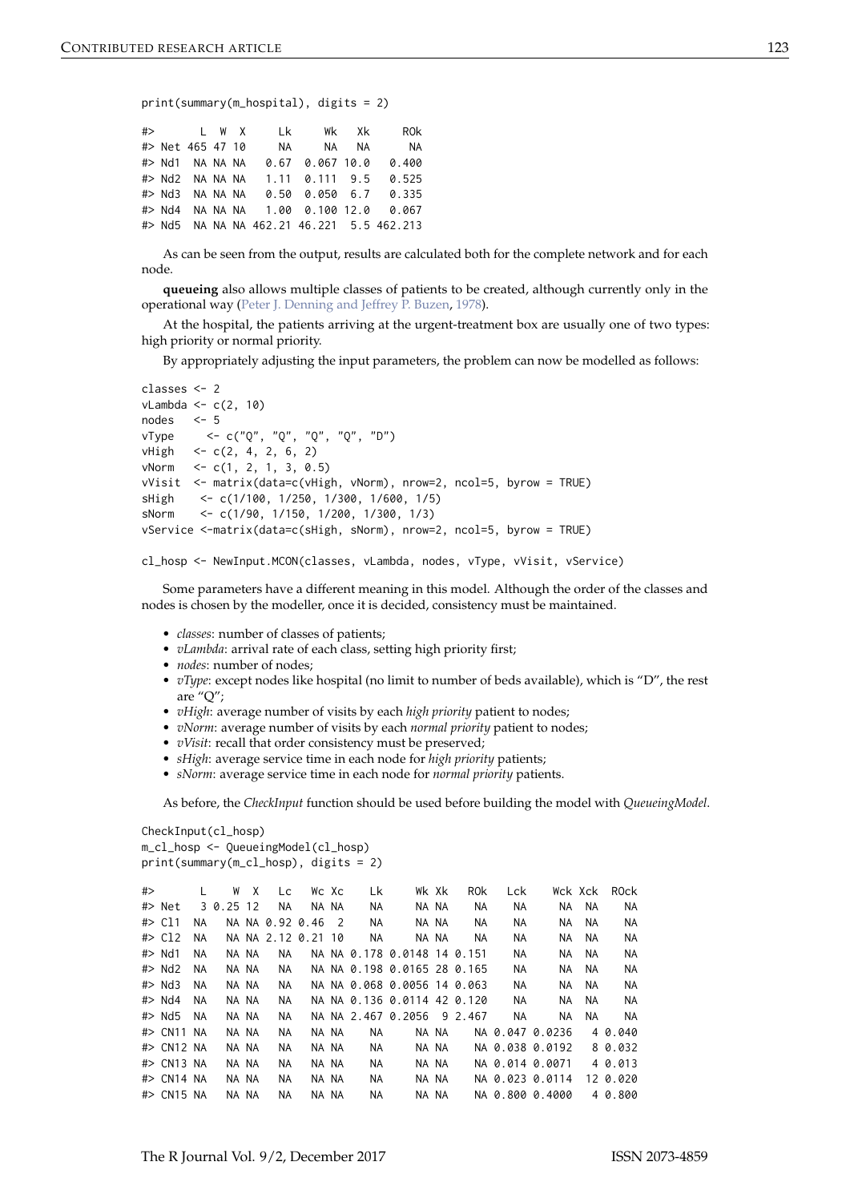```
print(summary(m_hospital), digits = 2)

#>       L  W  X     Lk     Wk   Xk     ROk
#> Net 465 47 10     NA     NA   NA      NA
#> Nd1  NA NA NA   0.67  0.067 10.0   0.400
#> Nd2  NA NA NA   1.11  0.111  9.5   0.525
#> Nd3  NA NA NA   0.50  0.050  6.7   0.335
#> Nd4  NA NA NA   1.00  0.100 12.0   0.067
#> Nd5  NA NA NA 462.21 46.221  5.5 462.213
```

As can be seen from the output, results are calculated both for the complete network and for each node.

**queueing** also allows multiple classes of patients to be created, although currently only in the operational way (Peter J. Denning and Jeffrey P. Buzen, 1978).

At the hospital, the patients arriving at the urgent-treatment box are usually one of two types: high priority or normal priority.

By appropriately adjusting the input parameters, the problem can now be modelled as follows:

```
classes <- 2
vLambda <- c(2, 10)
nodes   <- 5
vType     <- c("Q", "Q", "Q", "Q", "D")
vHigh   <- c(2, 4, 2, 6, 2)
vNorm   <- c(1, 2, 1, 3, 0.5)
vVisit  <- matrix(data=c(vHigh, vNorm), nrow=2, ncol=5, byrow = TRUE)
sHigh    <- c(1/100, 1/250, 1/300, 1/600, 1/5)
sNorm    <- c(1/90, 1/150, 1/200, 1/300, 1/3)
vService <-matrix(data=c(sHigh, sNorm), nrow=2, ncol=5, byrow = TRUE)

cl_hosp <- NewInput.MCON(classes, vLambda, nodes, vType, vVisit, vService)
```

Some parameters have a different meaning in this model. Although the order of the classes and nodes is chosen by the modeller, once it is decided, consistency must be maintained.

- *classes*: number of classes of patients;
- *vLambda*: arrival rate of each class, setting high priority first;
- *nodes*: number of nodes;
- *vType*: except nodes like hospital (no limit to number of beds available), which is "D", the rest are "Q";
- *vHigh*: average number of visits by each *high priority* patient to nodes;
- *vNorm*: average number of visits by each *normal priority* patient to nodes;
- *vVisit*: recall that order consistency must be preserved;
- *sHigh*: average service time in each node for *high priority* patients;
- *sNorm*: average service time in each node for *normal priority* patients.

As before, the *CheckInput* function should be used before building the model with *QueueingModel*.

```
CheckInput(cl_hosp)
m_cl_hosp <- QueueingModel(cl_hosp)
print(summary(m_cl_hosp), digits = 2)

#>       L    W  X    Lc    Wc Xc    Lk     Wk Xk   ROk   Lck    Wck Xck  ROck
#> Net   3 0.25 12    NA    NA NA    NA     NA NA    NA    NA     NA  NA    NA
#> Cl1  NA   NA NA 0.92 0.46  2    NA     NA NA    NA    NA     NA  NA    NA
#> Cl2  NA   NA NA 2.12 0.21 10    NA     NA NA    NA    NA     NA  NA    NA
#> Nd1  NA   NA NA    NA    NA NA 0.178 0.0148 14 0.151    NA     NA  NA    NA
#> Nd2  NA   NA NA    NA    NA NA 0.198 0.0165 28 0.165    NA     NA  NA    NA
#> Nd3  NA   NA NA    NA    NA NA 0.068 0.0056 14 0.063    NA     NA  NA    NA
#> Nd4  NA   NA NA    NA    NA NA 0.136 0.0114 42 0.120    NA     NA  NA    NA
#> Nd5  NA   NA NA    NA    NA NA 2.467 0.2056  9 2.467    NA     NA  NA    NA
#> CN11 NA   NA NA    NA    NA NA    NA     NA NA    NA 0.047 0.0236   4 0.040
#> CN12 NA   NA NA    NA    NA NA    NA     NA NA    NA 0.038 0.0192   8 0.032
#> CN13 NA   NA NA    NA    NA NA    NA     NA NA    NA 0.014 0.0071   4 0.013
#> CN14 NA   NA NA    NA    NA NA    NA     NA NA    NA 0.023 0.0114  12 0.020
#> CN15 NA   NA NA    NA    NA NA    NA     NA NA    NA 0.800 0.4000   4 0.800
```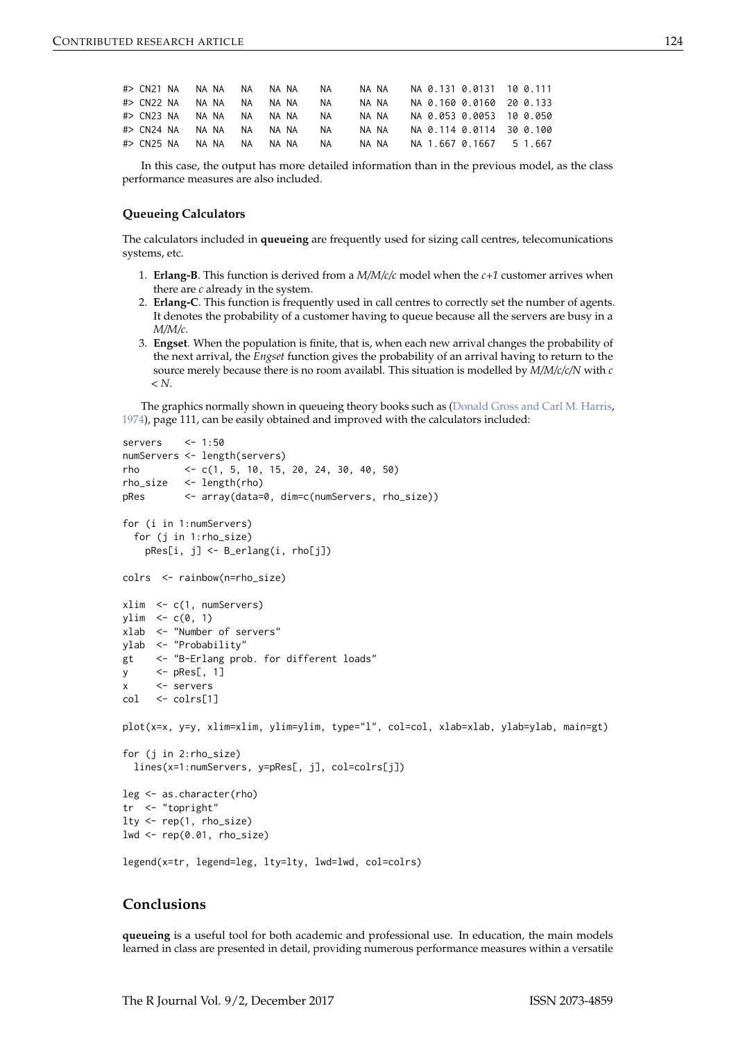```
#> CN21 NA   NA NA   NA   NA NA    NA     NA NA    NA 0.131 0.0131  10 0.111
#> CN22 NA   NA NA   NA   NA NA    NA     NA NA    NA 0.160 0.0160  20 0.133
#> CN23 NA   NA NA   NA   NA NA    NA     NA NA    NA 0.053 0.0053  10 0.050
#> CN24 NA   NA NA   NA   NA NA    NA     NA NA    NA 0.114 0.0114  30 0.100
#> CN25 NA   NA NA   NA   NA NA    NA     NA NA    NA 1.667 0.1667   5 1.667
```

In this case, the output has more detailed information than in the previous model, as the class performance measures are also included.

### Queueing Calculators

The calculators included in **queueing** are frequently used for sizing call centres, telecomunications systems, etc.

1. **Erlang-B**. This function is derived from a *M/M/c/c* model when the *c+1* customer arrives when there are *c* already in the system.
2. **Erlang-C**. This function is frequently used in call centres to correctly set the number of agents. It denotes the probability of a customer having to queue because all the servers are busy in a *M/M/c*.
3. **Engset**. When the population is finite, that is, when each new arrival changes the probability of the next arrival, the *Engset* function gives the probability of an arrival having to return to the source merely because there is no room availabl. This situation is modelled by *M/M/c/c/N* with $c < N$.

The graphics normally shown in queueing theory books such as (Donald Gross and Carl M. Harris, 1974), page 111, can be easily obtained and improved with the calculators included:

```
servers    <- 1:50
numServers <- length(servers)
rho        <- c(1, 5, 10, 15, 20, 24, 30, 40, 50)
rho_size   <- length(rho)
pRes       <- array(data=0, dim=c(numServers, rho_size))

for (i in 1:numServers)
  for (j in 1:rho_size)
    pRes[i, j] <- B_erlang(i, rho[j])

colrs  <- rainbow(n=rho_size)

xlim  <- c(1, numServers)
ylim  <- c(0, 1)
xlab  <- "Number of servers"
ylab  <- "Probability"
gt    <- "B-Erlang prob. for different loads"
y     <- pRes[, 1]
x     <- servers
col   <- colrs[1]

plot(x=x, y=y, xlim=xlim, ylim=ylim, type="l", col=col, xlab=xlab, ylab=ylab, main=gt)

for (j in 2:rho_size)
  lines(x=1:numServers, y=pRes[, j], col=colrs[j])

leg <- as.character(rho)
tr  <- "topright"
lty <- rep(1, rho_size)
lwd <- rep(0.01, rho_size)

legend(x=tr, legend=leg, lty=lty, lwd=lwd, col=colrs)
```

## Conclusions

**queueing** is a useful tool for both academic and professional use. In education, the main models learned in class are presented in detail, providing numerous performance measures within a versatile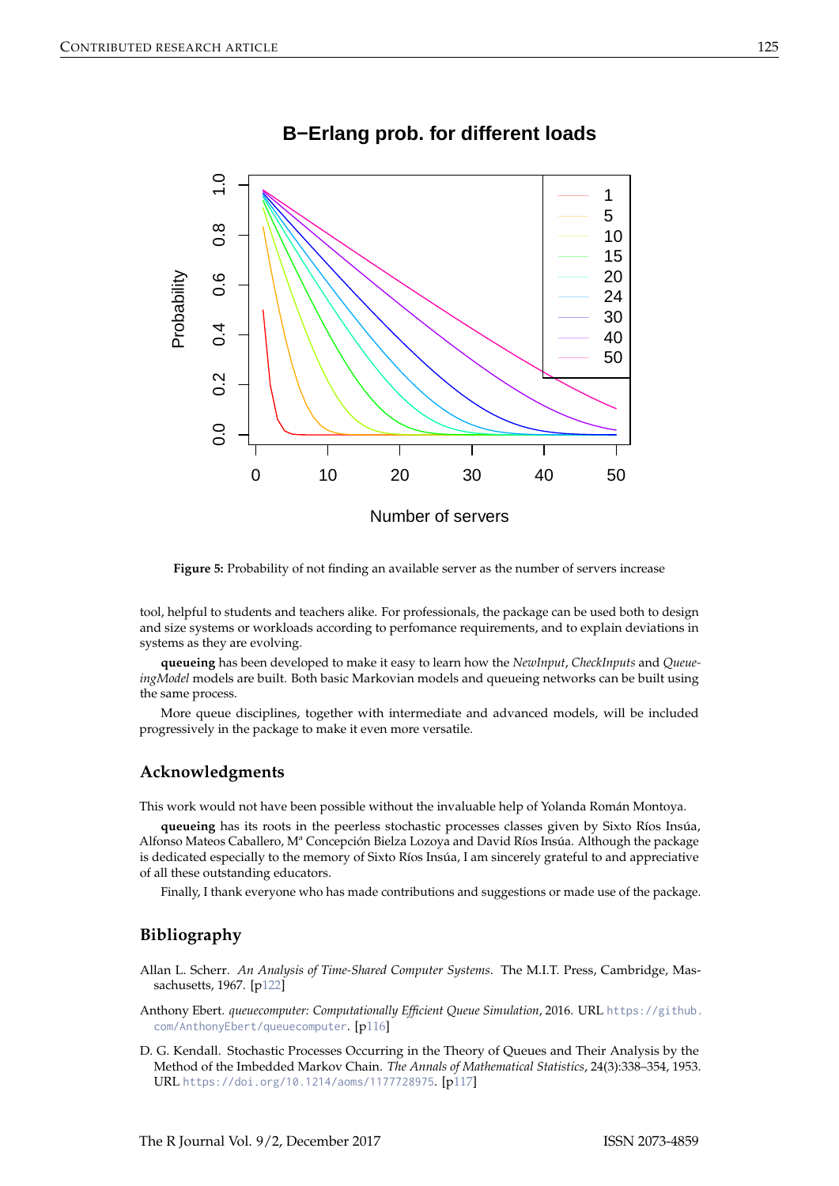**Figure 5:** Probability of not finding an available server as the number of servers increase

tool, helpful to students and teachers alike. For professionals, the package can be used both to design and size systems or workloads according to perfomance requirements, and to explain deviations in systems as they are evolving.

**queueing** has been developed to make it easy to learn how the *NewInput*, *CheckInputs* and *QueueingModel* models are built. Both basic Markovian models and queueing networks can be built using the same process.

More queue disciplines, together with intermediate and advanced models, will be included progressively in the package to make it even more versatile.

## Acknowledgments

This work would not have been possible without the invaluable help of Yolanda Román Montoya.

**queueing** has its roots in the peerless stochastic processes classes given by Sixto Ríos Insúa, Alfonso Mateos Caballero, Mª Concepción Bielza Lozoya and David Ríos Insúa. Although the package is dedicated especially to the memory of Sixto Ríos Insúa, I am sincerely grateful to and appreciative of all these outstanding educators.

Finally, I thank everyone who has made contributions and suggestions or made use of the package.

## Bibliography

Allan L. Scherr. *An Analysis of Time-Shared Computer Systems*. The M.I.T. Press, Cambridge, Massachusetts, 1967. [p122]

Anthony Ebert. *queuecomputer: Computationally Efficient Queue Simulation*, 2016. URL https://github.com/AnthonyEbert/queuecomputer. [p116]

D. G. Kendall. Stochastic Processes Occurring in the Theory of Queues and Their Analysis by the Method of the Imbedded Markov Chain. *The Annals of Mathematical Statistics*, 24(3):338–354, 1953. URL https://doi.org/10.1214/aoms/1177728975. [p117]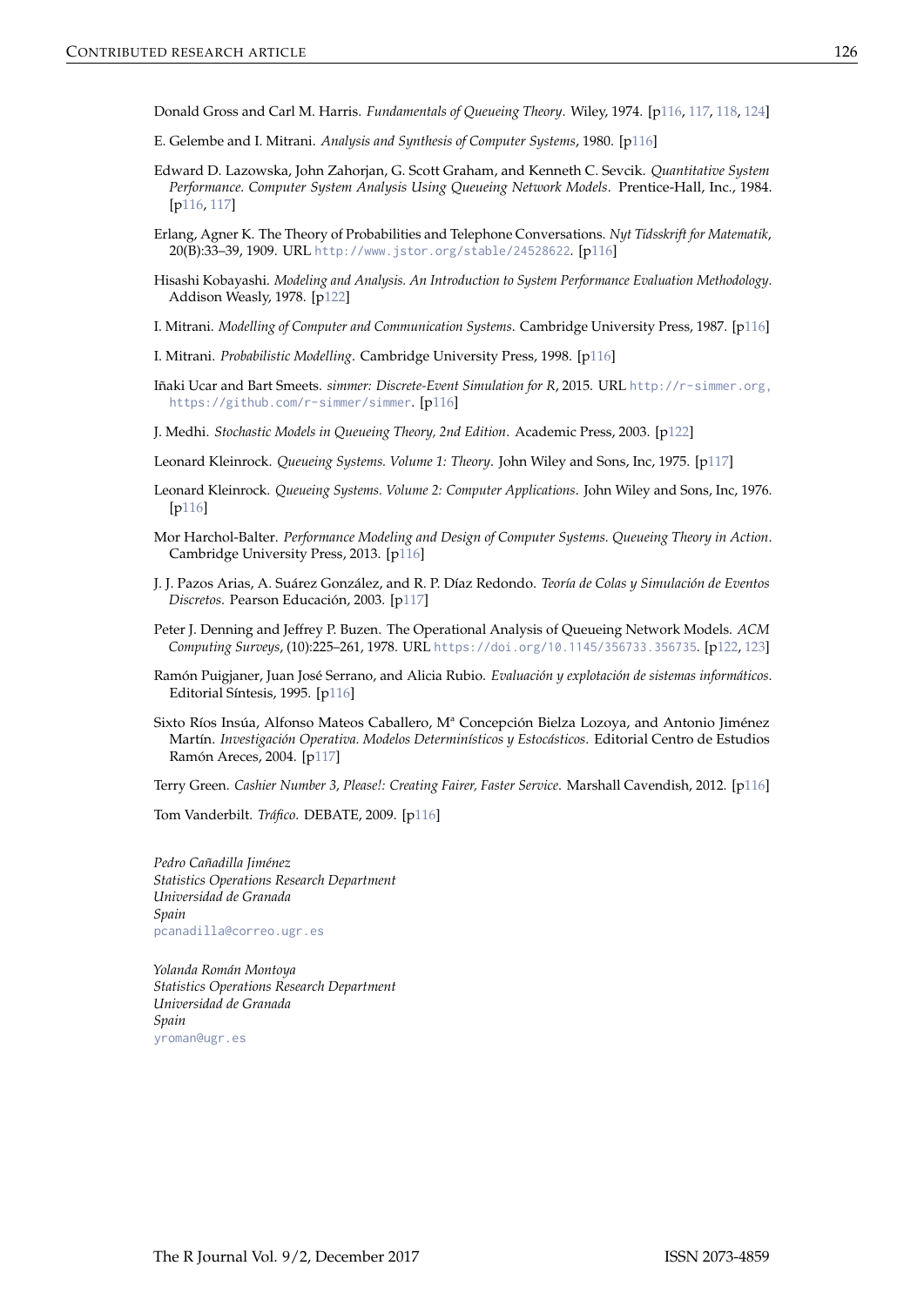Donald Gross and Carl M. Harris. *Fundamentals of Queueing Theory*. Wiley, 1974. [p116, 117, 118, 124]

E. Gelembe and I. Mitrani. *Analysis and Synthesis of Computer Systems*, 1980. [p116]

Edward D. Lazowska, John Zahorjan, G. Scott Graham, and Kenneth C. Sevcik. *Quantitative System Performance. Computer System Analysis Using Queueing Network Models*. Prentice-Hall, Inc., 1984. [p116, 117]

Erlang, Agner K. The Theory of Probabilities and Telephone Conversations. *Nyt Tidsskrift for Matematik*, 20(B):33–39, 1909. URL http://www.jstor.org/stable/24528622. [p116]

Hisashi Kobayashi. *Modeling and Analysis. An Introduction to System Performance Evaluation Methodology*. Addison Weasly, 1978. [p122]

I. Mitrani. *Modelling of Computer and Communication Systems*. Cambridge University Press, 1987. [p116]

I. Mitrani. *Probabilistic Modelling*. Cambridge University Press, 1998. [p116]

Iñaki Ucar and Bart Smeets. *simmer: Discrete-Event Simulation for R*, 2015. URL http://r-simmer.org, https://github.com/r-simmer/simmer. [p116]

J. Medhi. *Stochastic Models in Queueing Theory, 2nd Edition*. Academic Press, 2003. [p122]

Leonard Kleinrock. *Queueing Systems. Volume 1: Theory*. John Wiley and Sons, Inc, 1975. [p117]

Leonard Kleinrock. *Queueing Systems. Volume 2: Computer Applications*. John Wiley and Sons, Inc, 1976. [p116]

Mor Harchol-Balter. *Performance Modeling and Design of Computer Systems. Queueing Theory in Action*. Cambridge University Press, 2013. [p116]

J. J. Pazos Arias, A. Suárez González, and R. P. Díaz Redondo. *Teoría de Colas y Simulación de Eventos Discretos*. Pearson Educación, 2003. [p117]

Peter J. Denning and Jeffrey P. Buzen. The Operational Analysis of Queueing Network Models. *ACM Computing Surveys*, (10):225–261, 1978. URL https://doi.org/10.1145/356733.356735. [p122, 123]

Ramón Puigjaner, Juan José Serrano, and Alicia Rubio. *Evaluación y explotación de sistemas informáticos*. Editorial Síntesis, 1995. [p116]

Sixto Ríos Insúa, Alfonso Mateos Caballero, Mª Concepción Bielza Lozoya, and Antonio Jiménez Martín. *Investigación Operativa. Modelos Determinísticos y Estocásticos*. Editorial Centro de Estudios Ramón Areces, 2004. [p117]

Terry Green. *Cashier Number 3, Please!: Creating Fairer, Faster Service*. Marshall Cavendish, 2012. [p116]

Tom Vanderbilt. *Tráfico*. DEBATE, 2009. [p116]

*Pedro Cañadilla Jiménez*
*Statistics Operations Research Department*
*Universidad de Granada*
*Spain*
pcanadilla@correo.ugr.es

*Yolanda Román Montoya*
*Statistics Operations Research Department*
*Universidad de Granada*
*Spain*
yroman@ugr.es